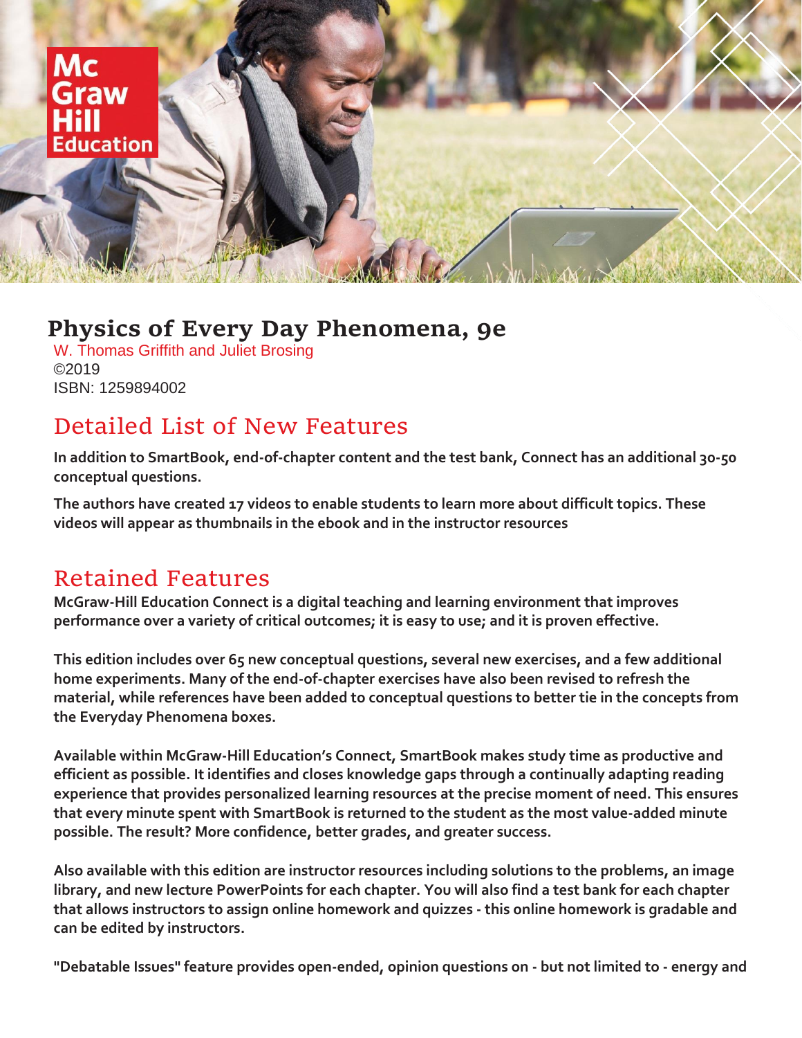# Physics of Every Day Phenomena, 9e

W. Thomas Griffith and Juliet Brosing
©2019
ISBN: 1259894002

## Detailed List of New Features

**In addition to SmartBook, end-of-chapter content and the test bank, Connect has an additional 30-50 conceptual questions.**

**The authors have created 17 videos to enable students to learn more about difficult topics. These videos will appear as thumbnails in the ebook and in the instructor resources**

## Retained Features

**McGraw-Hill Education Connect is a digital teaching and learning environment that improves performance over a variety of critical outcomes; it is easy to use; and it is proven effective.**

**This edition includes over 65 new conceptual questions, several new exercises, and a few additional home experiments. Many of the end-of-chapter exercises have also been revised to refresh the material, while references have been added to conceptual questions to better tie in the concepts from the Everyday Phenomena boxes.**

**Available within McGraw-Hill Education's Connect, SmartBook makes study time as productive and efficient as possible. It identifies and closes knowledge gaps through a continually adapting reading experience that provides personalized learning resources at the precise moment of need. This ensures that every minute spent with SmartBook is returned to the student as the most value-added minute possible. The result? More confidence, better grades, and greater success.**

**Also available with this edition are instructor resources including solutions to the problems, an image library, and new lecture PowerPoints for each chapter. You will also find a test bank for each chapter that allows instructors to assign online homework and quizzes - this online homework is gradable and can be edited by instructors.**

**"Debatable Issues" feature provides open-ended, opinion questions on - but not limited to - energy and**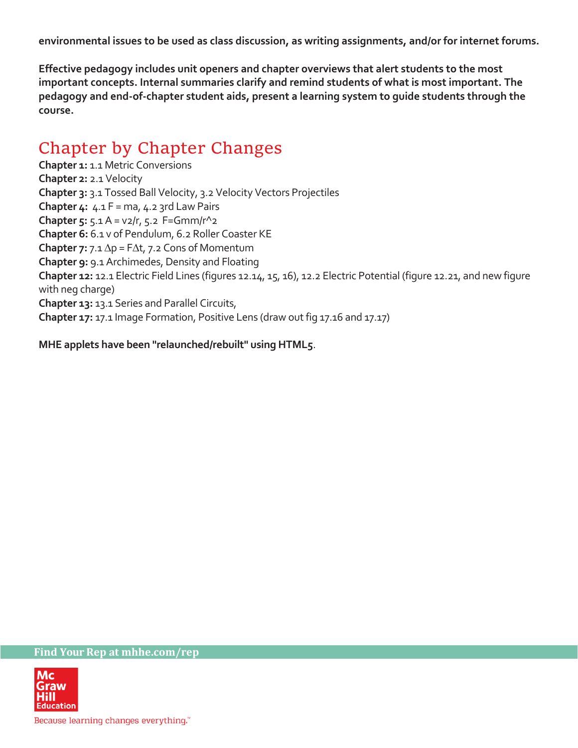**environmental issues to be used as class discussion, as writing assignments, and/or for internet forums.**

**Effective pedagogy includes unit openers and chapter overviews that alert students to the most important concepts. Internal summaries clarify and remind students of what is most important. The pedagogy and end-of-chapter student aids, present a learning system to guide students through the course.**

## Chapter by Chapter Changes

**Chapter 1:** 1.1 Metric Conversions
**Chapter 2:** 2.1 Velocity
**Chapter 3:** 3.1 Tossed Ball Velocity, 3.2 Velocity Vectors Projectiles
**Chapter 4:** 4.1 F = ma, 4.2 3rd Law Pairs
**Chapter 5:** 5.1 A = v2/r, 5.2 F=Gmm/r^2
**Chapter 6:** 6.1 v of Pendulum, 6.2 Roller Coaster KE
**Chapter 7:** 7.1 $\Delta p = F\Delta t$, 7.2 Cons of Momentum
**Chapter 9:** 9.1 Archimedes, Density and Floating
**Chapter 12:** 12.1 Electric Field Lines (figures 12.14, 15, 16), 12.2 Electric Potential (figure 12.21, and new figure with neg charge)
**Chapter 13:** 13.1 Series and Parallel Circuits,
**Chapter 17:** 17.1 Image Formation, Positive Lens (draw out fig 17.16 and 17.17)

**MHE applets have been "relaunched/rebuilt" using HTML5**.

**Find Your Rep at mhhe.com/rep**

Because learning changes everything.™